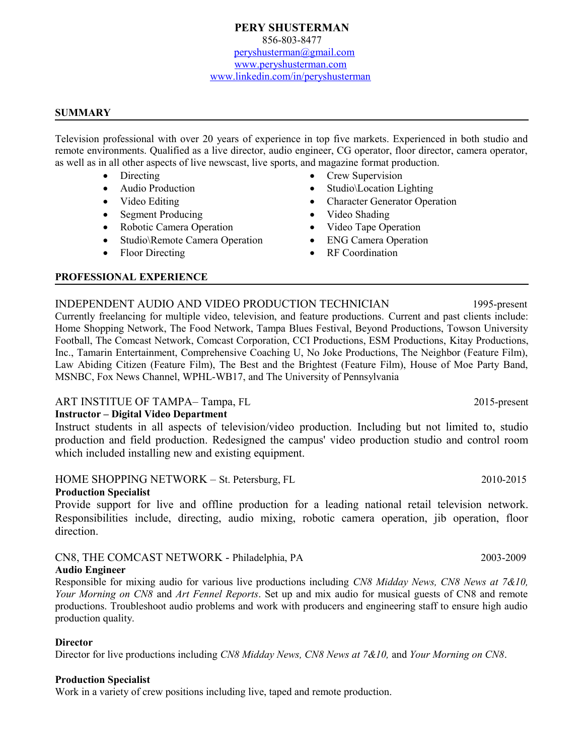# PERY SHUSTERMAN

856-803-8477
peryshusterman@gmail.com
www.peryshusterman.com
www.linkedin.com/in/peryshusterman

## SUMMARY

Television professional with over 20 years of experience in top five markets. Experienced in both studio and remote environments. Qualified as a live director, audio engineer, CG operator, floor director, camera operator, as well as in all other aspects of live newscast, live sports, and magazine format production.

- Directing
- Audio Production
- Video Editing
- Segment Producing
- Robotic Camera Operation
- Studio\Remote Camera Operation
- Floor Directing
- Crew Supervision
- Studio\Location Lighting
- Character Generator Operation
- Video Shading
- Video Tape Operation
- ENG Camera Operation
- RF Coordination

## PROFESSIONAL EXPERIENCE

INDEPENDENT AUDIO AND VIDEO PRODUCTION TECHNICIAN — 1995-present

Currently freelancing for multiple video, television, and feature productions. Current and past clients include: Home Shopping Network, The Food Network, Tampa Blues Festival, Beyond Productions, Towson University Football, The Comcast Network, Comcast Corporation, CCI Productions, ESM Productions, Kitay Productions, Inc., Tamarin Entertainment, Comprehensive Coaching U, No Joke Productions, The Neighbor (Feature Film), Law Abiding Citizen (Feature Film), The Best and the Brightest (Feature Film), House of Moe Party Band, MSNBC, Fox News Channel, WPHL-WB17, and The University of Pennsylvania

ART INSTITUTE OF TAMPA– Tampa, FL — 2015-present

**Instructor – Digital Video Department**

Instruct students in all aspects of television/video production. Including but not limited to, studio production and field production. Redesigned the campus' video production studio and control room which included installing new and existing equipment.

HOME SHOPPING NETWORK – St. Petersburg, FL — 2010-2015

**Production Specialist**

Provide support for live and offline production for a leading national retail television network. Responsibilities include, directing, audio mixing, robotic camera operation, jib operation, floor direction.

CN8, THE COMCAST NETWORK - Philadelphia, PA — 2003-2009

**Audio Engineer**

Responsible for mixing audio for various live productions including *CN8 Midday News, CN8 News at 7&10, Your Morning on CN8* and *Art Fennel Reports*. Set up and mix audio for musical guests of CN8 and remote productions. Troubleshoot audio problems and work with producers and engineering staff to ensure high audio production quality.

**Director**

Director for live productions including *CN8 Midday News, CN8 News at 7&10,* and *Your Morning on CN8*.

**Production Specialist**

Work in a variety of crew positions including live, taped and remote production.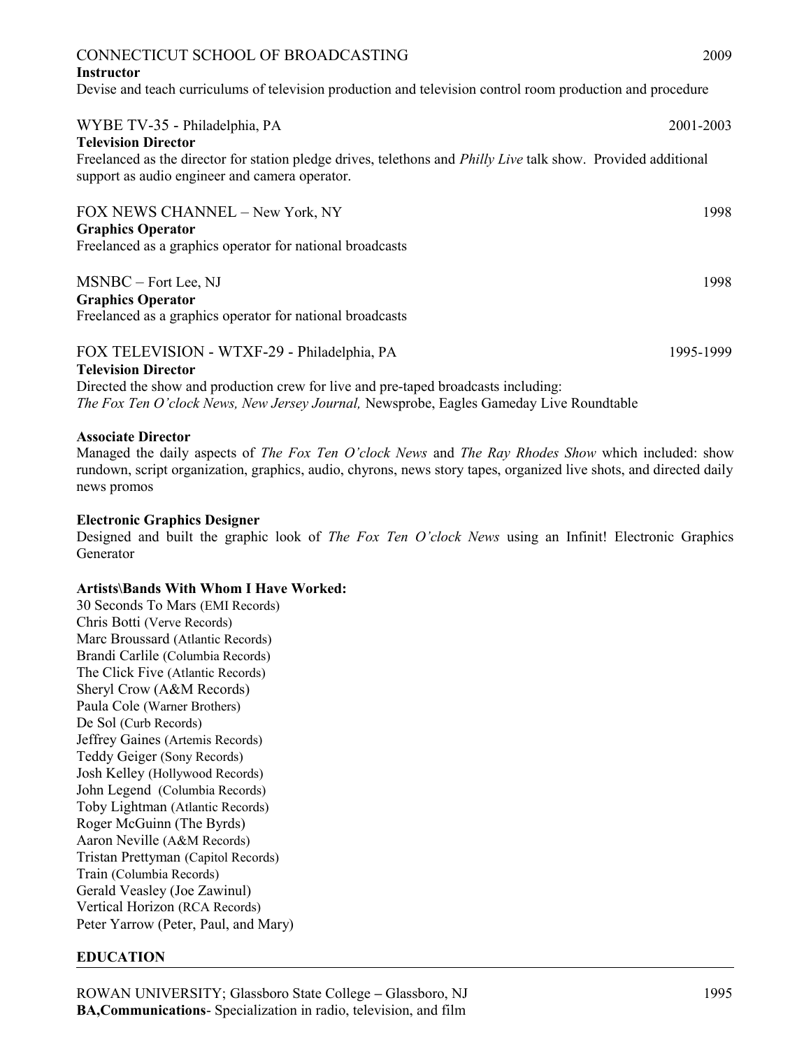CONNECTICUT SCHOOL OF BROADCASTING 2009

**Instructor**

Devise and teach curriculums of television production and television control room production and procedure

WYBE TV-35 - Philadelphia, PA 2001-2003

**Television Director**

Freelanced as the director for station pledge drives, telethons and *Philly Live* talk show. Provided additional support as audio engineer and camera operator.

FOX NEWS CHANNEL – New York, NY 1998

**Graphics Operator**

Freelanced as a graphics operator for national broadcasts

MSNBC – Fort Lee, NJ 1998

**Graphics Operator**

Freelanced as a graphics operator for national broadcasts

FOX TELEVISION - WTXF-29 - Philadelphia, PA 1995-1999

**Television Director**

Directed the show and production crew for live and pre-taped broadcasts including:
*The Fox Ten O'clock News, New Jersey Journal,* Newsprobe, Eagles Gameday Live Roundtable

**Associate Director**

Managed the daily aspects of *The Fox Ten O'clock News* and *The Ray Rhodes Show* which included: show rundown, script organization, graphics, audio, chyrons, news story tapes, organized live shots, and directed daily news promos

**Electronic Graphics Designer**

Designed and built the graphic look of *The Fox Ten O'clock News* using an Infinit! Electronic Graphics Generator

**Artists\Bands With Whom I Have Worked:**

30 Seconds To Mars (EMI Records)
Chris Botti (Verve Records)
Marc Broussard (Atlantic Records)
Brandi Carlile (Columbia Records)
The Click Five (Atlantic Records)
Sheryl Crow (A&M Records)
Paula Cole (Warner Brothers)
De Sol (Curb Records)
Jeffrey Gaines (Artemis Records)
Teddy Geiger (Sony Records)
Josh Kelley (Hollywood Records)
John Legend (Columbia Records)
Toby Lightman (Atlantic Records)
Roger McGuinn (The Byrds)
Aaron Neville (A&M Records)
Tristan Prettyman (Capitol Records)
Train (Columbia Records)
Gerald Veasley (Joe Zawinul)
Vertical Horizon (RCA Records)
Peter Yarrow (Peter, Paul, and Mary)

## EDUCATION

ROWAN UNIVERSITY; Glassboro State College – Glassboro, NJ 1995

**BA,Communications**- Specialization in radio, television, and film